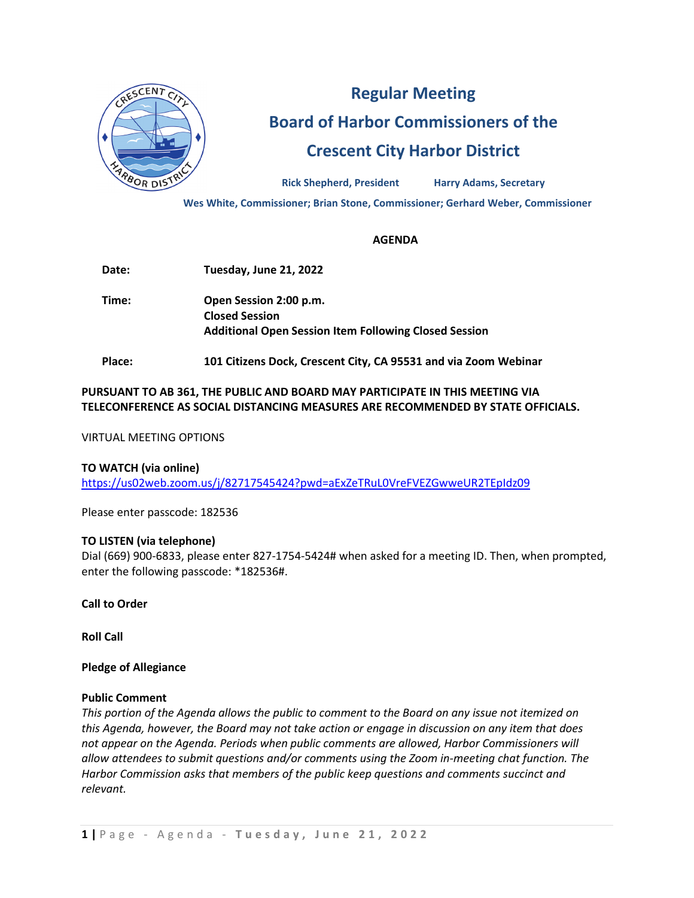# Regular Meeting
# Board of Harbor Commissioners of the Crescent City Harbor District

**Rick Shepherd, President** **Harry Adams, Secretary**

**Wes White, Commissioner; Brian Stone, Commissioner; Gerhard Weber, Commissioner**

## AGENDA

| | |
|---|---|
| **Date:** | **Tuesday, June 21, 2022** |
| **Time:** | **Open Session 2:00 p.m.**<br>**Closed Session**<br>**Additional Open Session Item Following Closed Session** |
| **Place:** | **101 Citizens Dock, Crescent City, CA 95531 and via Zoom Webinar** |

**PURSUANT TO AB 361, THE PUBLIC AND BOARD MAY PARTICIPATE IN THIS MEETING VIA TELECONFERENCE AS SOCIAL DISTANCING MEASURES ARE RECOMMENDED BY STATE OFFICIALS.**

VIRTUAL MEETING OPTIONS

**TO WATCH (via online)**
https://us02web.zoom.us/j/82717545424?pwd=aExZeTRuL0VreFVEZGwweUR2TEpIdz09

Please enter passcode: 182536

**TO LISTEN (via telephone)**
Dial (669) 900-6833, please enter 827-1754-5424# when asked for a meeting ID. Then, when prompted, enter the following passcode: *182536#.

**Call to Order**

**Roll Call**

**Pledge of Allegiance**

**Public Comment**
*This portion of the Agenda allows the public to comment to the Board on any issue not itemized on this Agenda, however, the Board may not take action or engage in discussion on any item that does not appear on the Agenda. Periods when public comments are allowed, Harbor Commissioners will allow attendees to submit questions and/or comments using the Zoom in-meeting chat function. The Harbor Commission asks that members of the public keep questions and comments succinct and relevant.*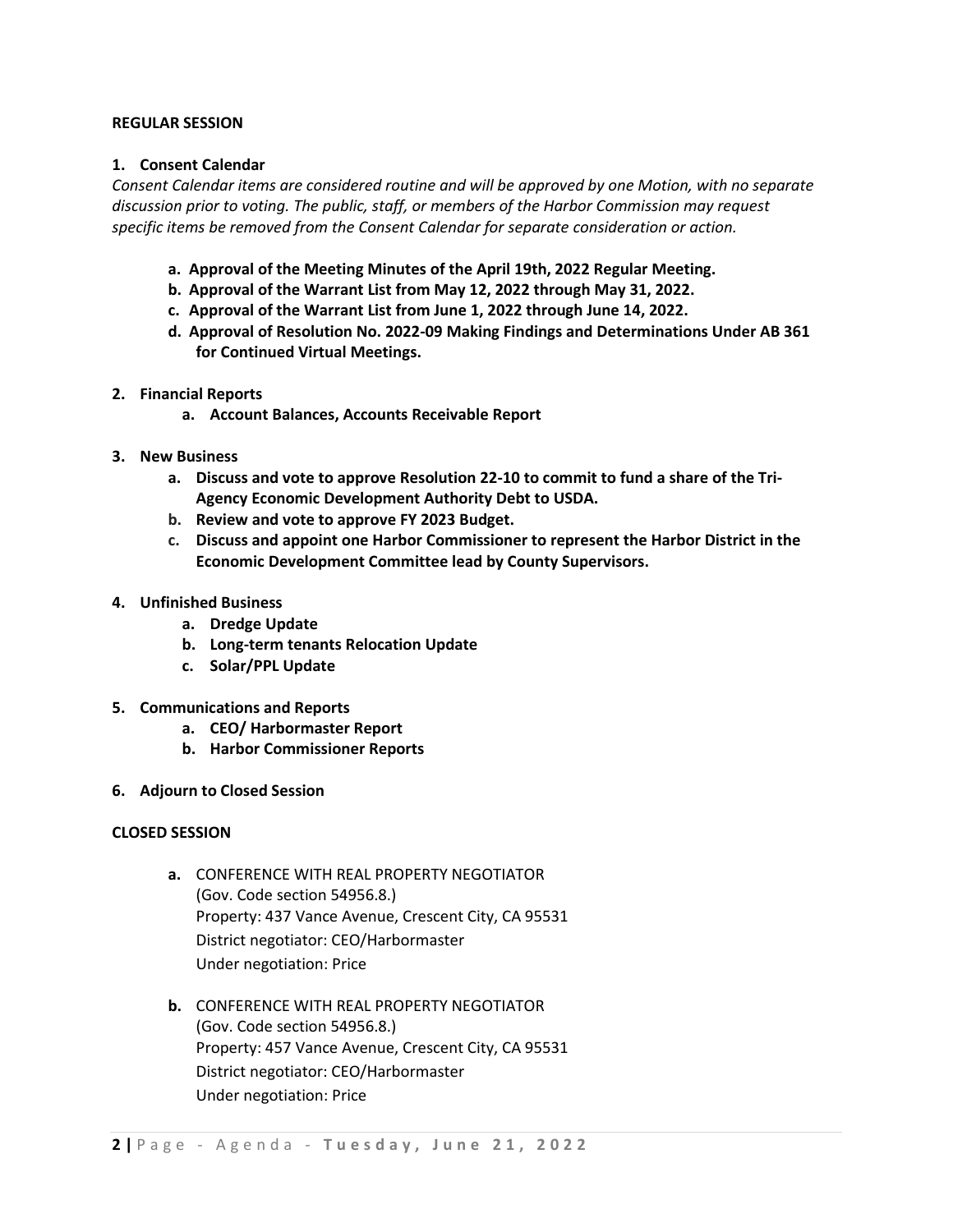**REGULAR SESSION**

**1. Consent Calendar**

*Consent Calendar items are considered routine and will be approved by one Motion, with no separate discussion prior to voting. The public, staff, or members of the Harbor Commission may request specific items be removed from the Consent Calendar for separate consideration or action.*

- **a. Approval of the Meeting Minutes of the April 19th, 2022 Regular Meeting.**
- **b. Approval of the Warrant List from May 12, 2022 through May 31, 2022.**
- **c. Approval of the Warrant List from June 1, 2022 through June 14, 2022.**
- **d. Approval of Resolution No. 2022-09 Making Findings and Determinations Under AB 361 for Continued Virtual Meetings.**

**2. Financial Reports**

- **a. Account Balances, Accounts Receivable Report**

**3. New Business**

- **a. Discuss and vote to approve Resolution 22-10 to commit to fund a share of the Tri-Agency Economic Development Authority Debt to USDA.**
- **b. Review and vote to approve FY 2023 Budget.**
- **c. Discuss and appoint one Harbor Commissioner to represent the Harbor District in the Economic Development Committee lead by County Supervisors.**

**4. Unfinished Business**

- **a. Dredge Update**
- **b. Long-term tenants Relocation Update**
- **c. Solar/PPL Update**

**5. Communications and Reports**

- **a. CEO/ Harbormaster Report**
- **b. Harbor Commissioner Reports**

**6. Adjourn to Closed Session**

**CLOSED SESSION**

**a.** CONFERENCE WITH REAL PROPERTY NEGOTIATOR
(Gov. Code section 54956.8.)
Property: 437 Vance Avenue, Crescent City, CA 95531
District negotiator: CEO/Harbormaster
Under negotiation: Price

**b.** CONFERENCE WITH REAL PROPERTY NEGOTIATOR
(Gov. Code section 54956.8.)
Property: 457 Vance Avenue, Crescent City, CA 95531
District negotiator: CEO/Harbormaster
Under negotiation: Price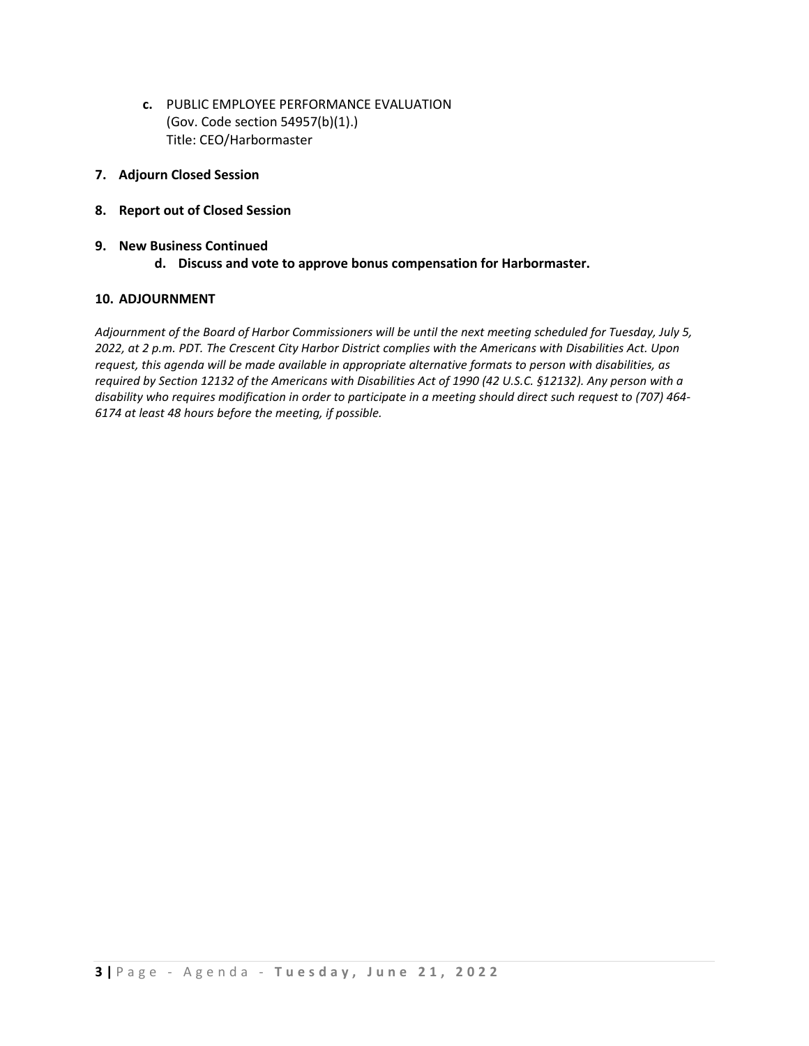**c.** PUBLIC EMPLOYEE PERFORMANCE EVALUATION
(Gov. Code section 54957(b)(1).)
Title: CEO/Harbormaster

**7. Adjourn Closed Session**

**8. Report out of Closed Session**

**9. New Business Continued**

**d. Discuss and vote to approve bonus compensation for Harbormaster.**

**10. ADJOURNMENT**

*Adjournment of the Board of Harbor Commissioners will be until the next meeting scheduled for Tuesday, July 5, 2022, at 2 p.m. PDT. The Crescent City Harbor District complies with the Americans with Disabilities Act. Upon request, this agenda will be made available in appropriate alternative formats to person with disabilities, as required by Section 12132 of the Americans with Disabilities Act of 1990 (42 U.S.C. §12132). Any person with a disability who requires modification in order to participate in a meeting should direct such request to (707) 464-6174 at least 48 hours before the meeting, if possible.*